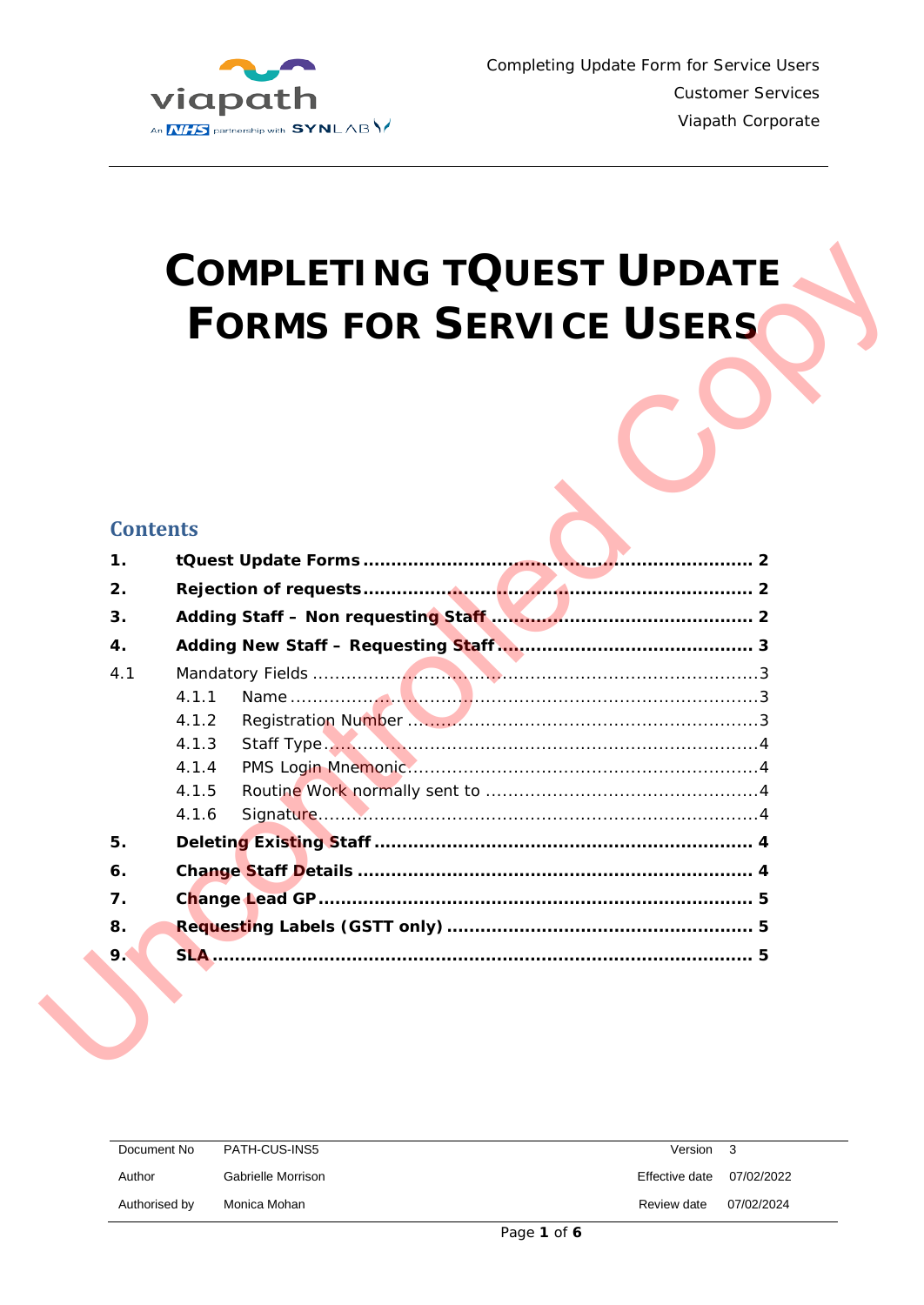# COMPLETING tQUEST UPDATE FORMS FOR SERVICE USERS

## Contents

| | | |
|---|---|---|
| **1.** | **tQuest Update Forms** | **2** |
| **2.** | **Rejection of requests** | **2** |
| **3.** | **Adding Staff – Non requesting Staff** | **2** |
| **4.** | **Adding New Staff – Requesting Staff** | **3** |
| 4.1 | Mandatory Fields | 3 |
| 4.1.1 | Name | 3 |
| 4.1.2 | Registration Number | 3 |
| 4.1.3 | Staff Type | 4 |
| 4.1.4 | PMS Login Mnemonic | 4 |
| 4.1.5 | Routine Work normally sent to | 4 |
| 4.1.6 | Signature | 4 |
| **5.** | **Deleting Existing Staff** | **4** |
| **6.** | **Change Staff Details** | **4** |
| **7.** | **Change Lead GP** | **5** |
| **8.** | **Requesting Labels (GSTT only)** | **5** |
| **9.** | **SLA** | **5** |

| Document No | PATH-CUS-INS5 | Version | 3 |
|---|---|---|---|
| Author | Gabrielle Morrison | Effective date | 07/02/2022 |
| Authorised by | Monica Mohan | Review date | 07/02/2024 |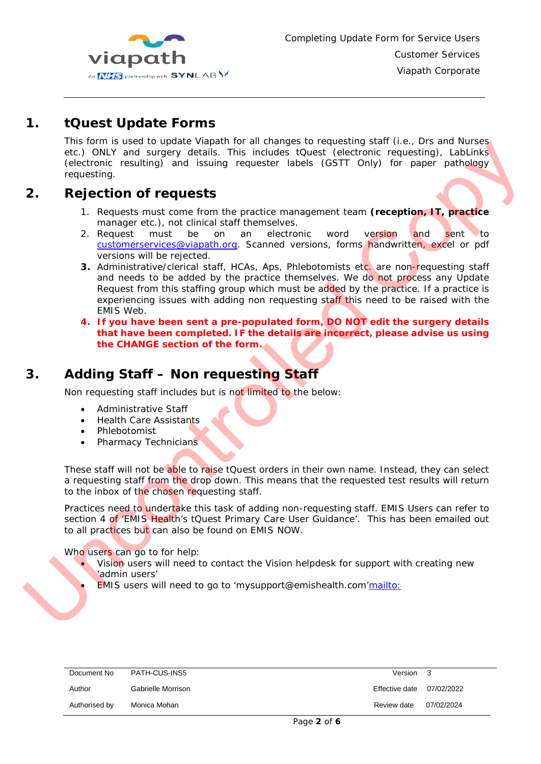## 1. tQuest Update Forms

This form is used to update Viapath for all changes to requesting staff (i.e., Drs and Nurses etc.) ONLY and surgery details. This includes tQuest (electronic requesting), LabLinks (electronic resulting) and issuing requester labels (GSTT Only) for paper pathology requesting.

## 2. Rejection of requests

1. Requests must come from the practice management team **(reception, IT, practice** manager etc.), not clinical staff themselves.
2. Request must be on an electronic word version and sent to customerservices@viapath.org. Scanned versions, forms handwritten, excel or pdf versions will be rejected.
3. Administrative/clerical staff, HCAs, Aps, Phlebotomists etc. are non-requesting staff and needs to be added by the practice themselves. We do not process any Update Request from this staffing group which must be added by the practice. If a practice is experiencing issues with adding non requesting staff this need to be raised with the EMIS Web.
4. **If you have been sent a pre-populated form, DO NOT edit the surgery details that have been completed. IF the details are incorrect, please advise us using the CHANGE section of the form.**

## 3. Adding Staff – Non requesting Staff

Non requesting staff includes but is not limited to the below:

- Administrative Staff
- Health Care Assistants
- Phlebotomist
- Pharmacy Technicians

These staff will not be able to raise tQuest orders in their own name. Instead, they can select a requesting staff from the drop down. This means that the requested test results will return to the inbox of the chosen requesting staff.

Practices need to undertake this task of adding non-requesting staff. EMIS Users can refer to section 4 of 'EMIS Health's tQuest Primary Care User Guidance'. This has been emailed out to all practices but can also be found on EMIS NOW.

Who users can go to for help:

- Vision users will need to contact the Vision helpdesk for support with creating new 'admin users'
- EMIS users will need to go to 'mysupport@emishealth.com'mailto:

| Document No | PATH-CUS-INS5 | Version | 3 |
|---|---|---|---|
| Author | Gabrielle Morrison | Effective date | 07/02/2022 |
| Authorised by | Monica Mohan | Review date | 07/02/2024 |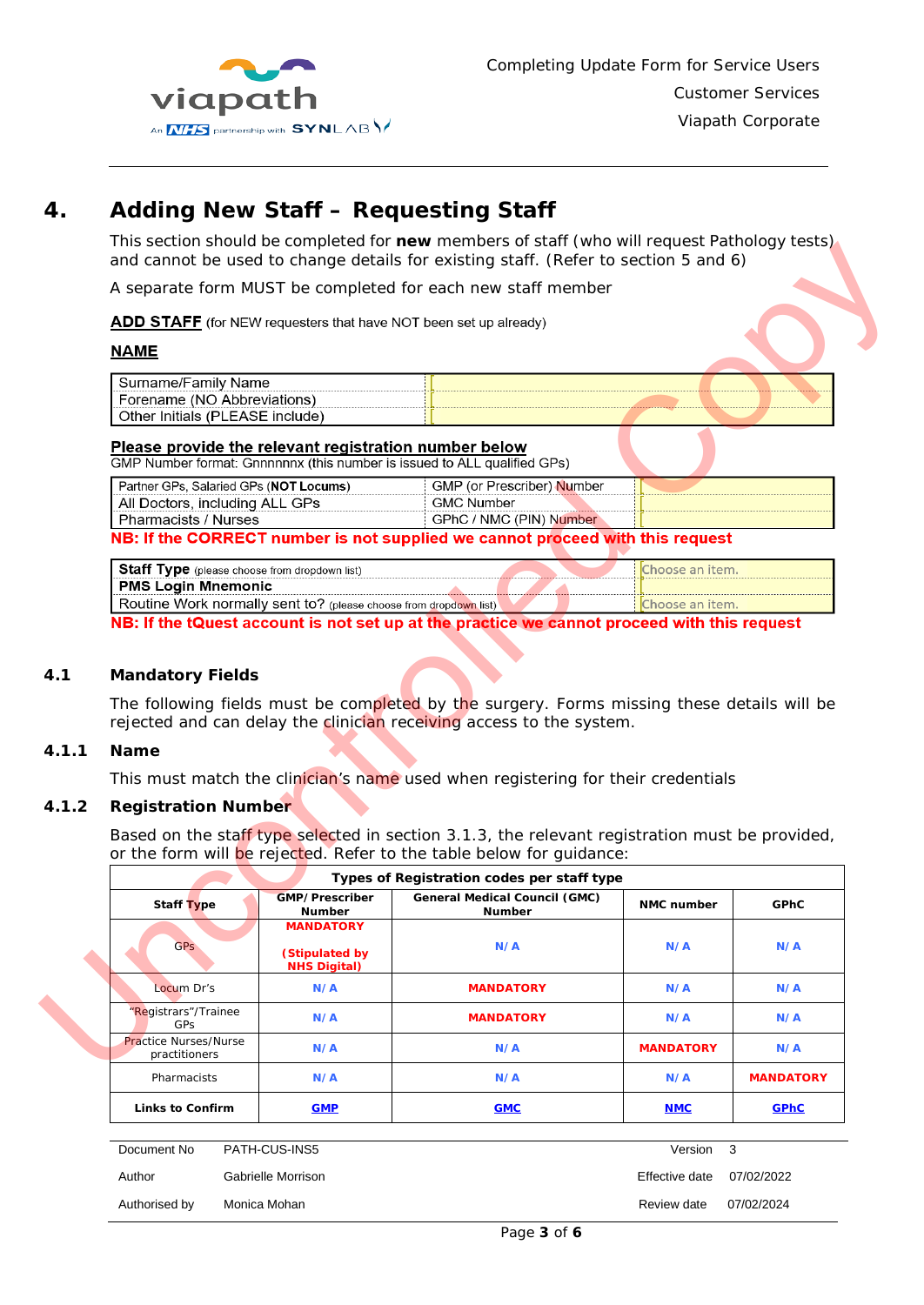# 4. Adding New Staff – Requesting Staff

This section should be completed for **new** members of staff (who will request Pathology tests) and cannot be used to change details for existing staff. (Refer to section 5 and 6)

A separate form MUST be completed for each new staff member

**ADD STAFF** (for NEW requesters that have NOT been set up already)

**NAME**

| Surname/Family Name | |
|---|---|
| Forename (NO Abbreviations) | |
| Other Initials (PLEASE include) | |

**Please provide the relevant registration number below**

GMP Number format: Gnnnnnnx (this number is issued to ALL qualified GPs)

| Partner GPs, Salaried GPs (**NOT Locums**) | GMP (or Prescriber) Number | |
|---|---|---|
| All Doctors, including ALL GPs | GMC Number | |
| Pharmacists / Nurses | GPhC / NMC (PIN) Number | |

**NB: If the CORRECT number is not supplied we cannot proceed with this request**

| **Staff Type** (please choose from dropdown list) | Choose an item. |
|---|---|
| **PMS Login Mnemonic** | |
| Routine Work normally sent to? (please choose from dropdown list) | Choose an item. |

**NB: If the tQuest account is not set up at the practice we cannot proceed with this request**

## 4.1 Mandatory Fields

The following fields must be completed by the surgery. Forms missing these details will be rejected and can delay the clinician receiving access to the system.

### 4.1.1 Name

This must match the clinician's name used when registering for their credentials

### 4.1.2 Registration Number

Based on the staff type selected in section 3.1.3, the relevant registration must be provided, or the form will be rejected. Refer to the table below for guidance:

| **Types of Registration codes per staff type** | | | | |
|---|---|---|---|---|
| **Staff Type** | **GMP/ Prescriber Number** | **General Medical Council (GMC) Number** | **NMC number** | **GPhC** |
| GPs | **MANDATORY** (Stipulated by NHS Digital) | N/A | N/A | N/A |
| Locum Dr's | N/A | **MANDATORY** | N/A | N/A |
| "Registrars"/Trainee GPs | N/A | **MANDATORY** | N/A | N/A |
| Practice Nurses/Nurse practitioners | N/A | N/A | **MANDATORY** | N/A |
| Pharmacists | N/A | N/A | N/A | **MANDATORY** |
| **Links to Confirm** | GMP | GMC | NMC | GPhC |

| Document No | PATH-CUS-INS5 | Version | 3 |
|---|---|---|---|
| Author | Gabrielle Morrison | Effective date | 07/02/2022 |
| Authorised by | Monica Mohan | Review date | 07/02/2024 |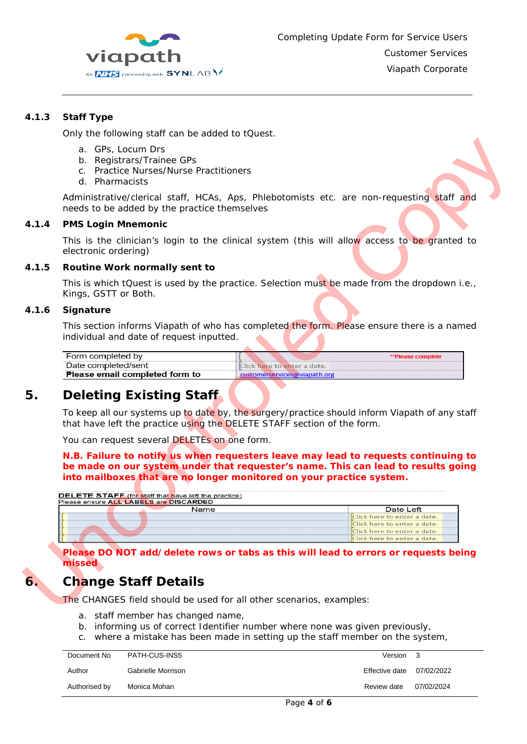#### 4.1.3 Staff Type

Only the following staff can be added to tQuest.

a. GPs, Locum Drs
b. Registrars/Trainee GPs
c. Practice Nurses/Nurse Practitioners
d. Pharmacists

Administrative/clerical staff, HCAs, Aps, Phlebotomists etc. are non-requesting staff and needs to be added by the practice themselves

#### 4.1.4 PMS Login Mnemonic

This is the clinician's login to the clinical system (this will allow access to be granted to electronic ordering)

#### 4.1.5 Routine Work normally sent to

This is which tQuest is used by the practice. Selection must be made from the dropdown i.e., Kings, GSTT or Both.

#### 4.1.6 Signature

This section informs Viapath of who has completed the form. Please ensure there is a named individual and date of request inputted.

| Form completed by | **Please complete |
|---|---|
| Date completed/sent | Click here to enter a date. |
| **Please email completed form to** | customerservices@viapath.org |

## 5. Deleting Existing Staff

To keep all our systems up to date by, the surgery/practice should inform Viapath of any staff that have left the practice using the DELETE STAFF section of the form.

You can request several DELETEs on one form.

**N.B. Failure to notify us when requesters leave may lead to requests continuing to be made on our system under that requester's name. This can lead to results going into mailboxes that are no longer monitored on your practice system.**

DELETE STAFF (for staff that have left the practice)
Please ensure ALL LABELS are DISCARDED

| Name | Date Left |
|---|---|
| | Click here to enter a date. |
| | Click here to enter a date. |
| | Click here to enter a date. |
| | Click here to enter a date. |

**Please DO NOT add/ delete rows or tabs as this will lead to errors or requests being missed**

## 6. Change Staff Details

The CHANGES field should be used for all other scenarios, examples:

a. staff member has changed name,
b. informing us of correct Identifier number where none was given previously,
c. where a mistake has been made in setting up the staff member on the system,

| Document No | PATH-CUS-INS5 | Version | 3 |
|---|---|---|---|
| Author | Gabrielle Morrison | Effective date | 07/02/2022 |
| Authorised by | Monica Mohan | Review date | 07/02/2024 |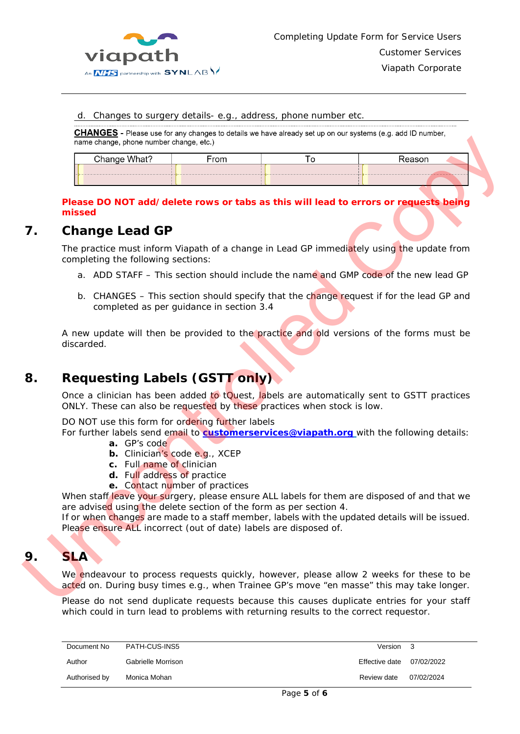d. Changes to surgery details- e.g., address, phone number etc.

**CHANGES** - Please use for any changes to details we have already set up on our systems (e.g. add ID number, name change, phone number change, etc.)

| Change What? | From | To | Reason |
|---|---|---|---|
| | | | |

**Please DO NOT add/delete rows or tabs as this will lead to errors or requests being missed**

## 7. Change Lead GP

The practice must inform Viapath of a change in Lead GP immediately using the update from completing the following sections:

a. ADD STAFF – This section should include the name and GMP code of the new lead GP

b. CHANGES – This section should specify that the change request if for the lead GP and completed as per guidance in section 3.4

A new update will then be provided to the practice and old versions of the forms must be discarded.

## 8. Requesting Labels (GSTT only)

Once a clinician has been added to tQuest, labels are automatically sent to GSTT practices ONLY. These can also be requested by these practices when stock is low.

DO NOT use this form for ordering further labels
For further labels send email to **customerservices@viapath.org** with the following details:

**a.** GP's code
**b.** Clinician's code e.g., XCEP
**c.** Full name of clinician
**d.** Full address of practice
**e.** Contact number of practices

When staff leave your surgery, please ensure ALL labels for them are disposed of and that we are advised using the delete section of the form as per section 4.
If or when changes are made to a staff member, labels with the updated details will be issued. Please ensure ALL incorrect (out of date) labels are disposed of.

## 9. SLA

We endeavour to process requests quickly, however, please allow 2 weeks for these to be acted on. During busy times e.g., when Trainee GP's move "en masse" this may take longer.

Please do not send duplicate requests because this causes duplicate entries for your staff which could in turn lead to problems with returning results to the correct requestor.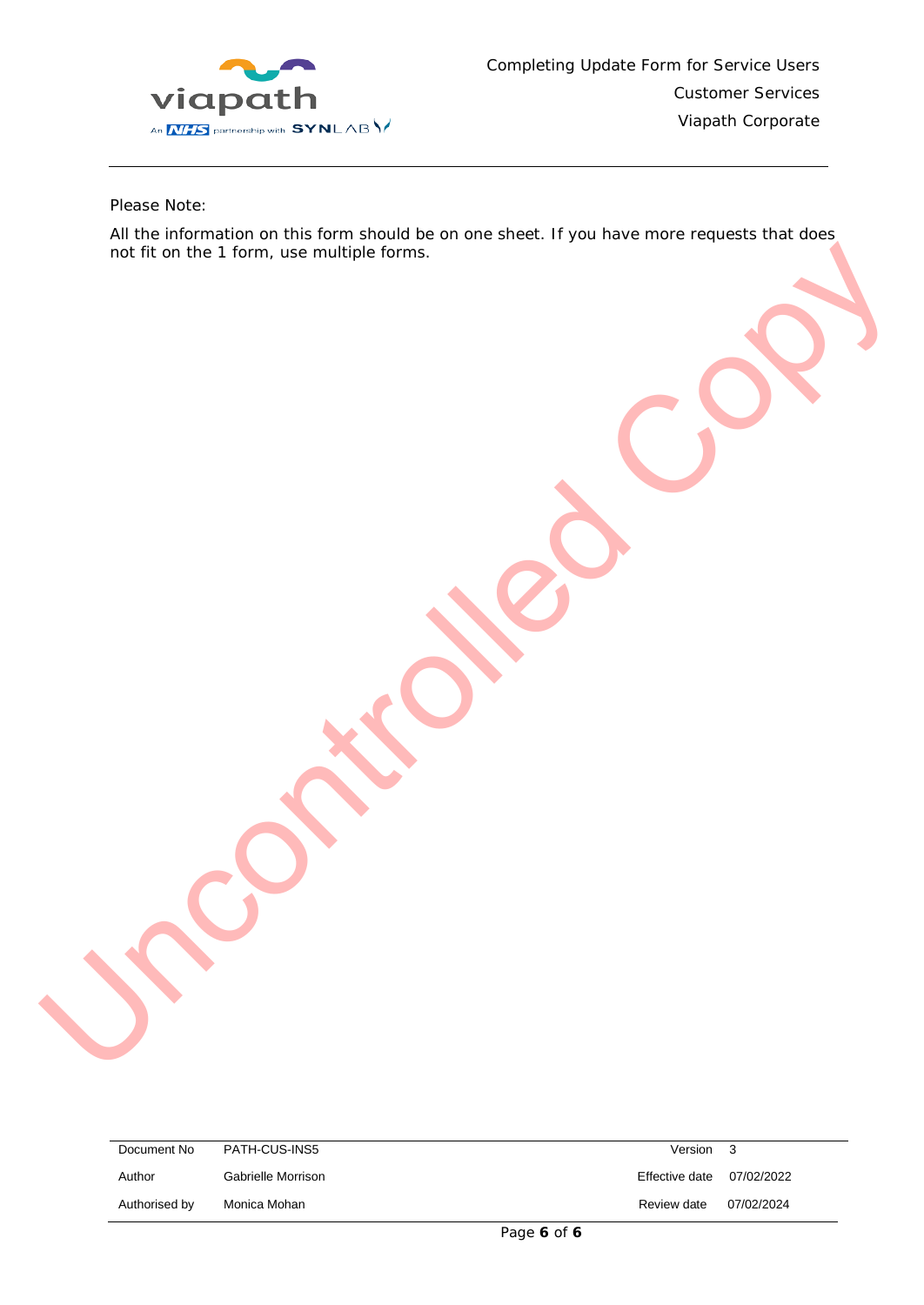Please Note:

All the information on this form should be on one sheet. If you have more requests that does not fit on the 1 form, use multiple forms.